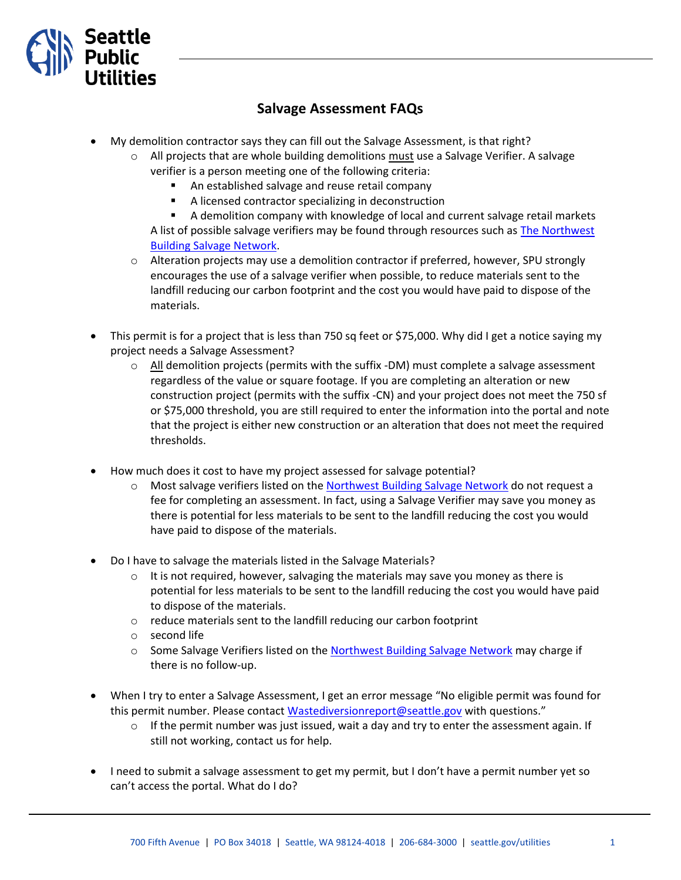# Salvage Assessment FAQs

- My demolition contractor says they can fill out the Salvage Assessment, is that right?
  - All projects that are whole building demolitions <u>must</u> use a Salvage Verifier. A salvage verifier is a person meeting one of the following criteria:
    - An established salvage and reuse retail company
    - A licensed contractor specializing in deconstruction
    - A demolition company with knowledge of local and current salvage retail markets

    A list of possible salvage verifiers may be found through resources such as [The Northwest Building Salvage Network](#).
  - Alteration projects may use a demolition contractor if preferred, however, SPU strongly encourages the use of a salvage verifier when possible, to reduce materials sent to the landfill reducing our carbon footprint and the cost you would have paid to dispose of the materials.

- This permit is for a project that is less than 750 sq feet or $75,000. Why did I get a notice saying my project needs a Salvage Assessment?
  - <u>All</u> demolition projects (permits with the suffix -DM) must complete a salvage assessment regardless of the value or square footage. If you are completing an alteration or new construction project (permits with the suffix -CN) and your project does not meet the 750 sf or $75,000 threshold, you are still required to enter the information into the portal and note that the project is either new construction or an alteration that does not meet the required thresholds.

- How much does it cost to have my project assessed for salvage potential?
  - Most salvage verifiers listed on the [Northwest Building Salvage Network](#) do not request a fee for completing an assessment. In fact, using a Salvage Verifier may save you money as there is potential for less materials to be sent to the landfill reducing the cost you would have paid to dispose of the materials.

- Do I have to salvage the materials listed in the Salvage Materials?
  - It is not required, however, salvaging the materials may save you money as there is potential for less materials to be sent to the landfill reducing the cost you would have paid to dispose of the materials.
  - reduce materials sent to the landfill reducing our carbon footprint
  - second life
  - Some Salvage Verifiers listed on the [Northwest Building Salvage Network](#) may charge if there is no follow-up.

- When I try to enter a Salvage Assessment, I get an error message "No eligible permit was found for this permit number. Please contact [Wastediversionreport@seattle.gov](mailto:Wastediversionreport@seattle.gov) with questions."
  - If the permit number was just issued, wait a day and try to enter the assessment again. If still not working, contact us for help.

- I need to submit a salvage assessment to get my permit, but I don't have a permit number yet so can't access the portal. What do I do?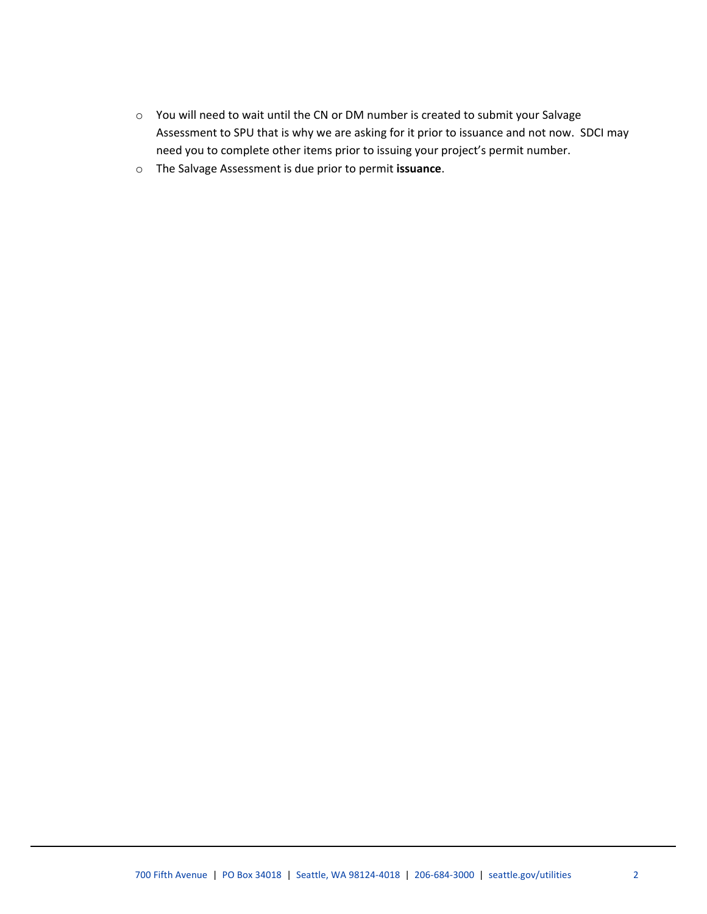- You will need to wait until the CN or DM number is created to submit your Salvage Assessment to SPU that is why we are asking for it prior to issuance and not now.  SDCI may need you to complete other items prior to issuing your project's permit number.
- The Salvage Assessment is due prior to permit **issuance**.